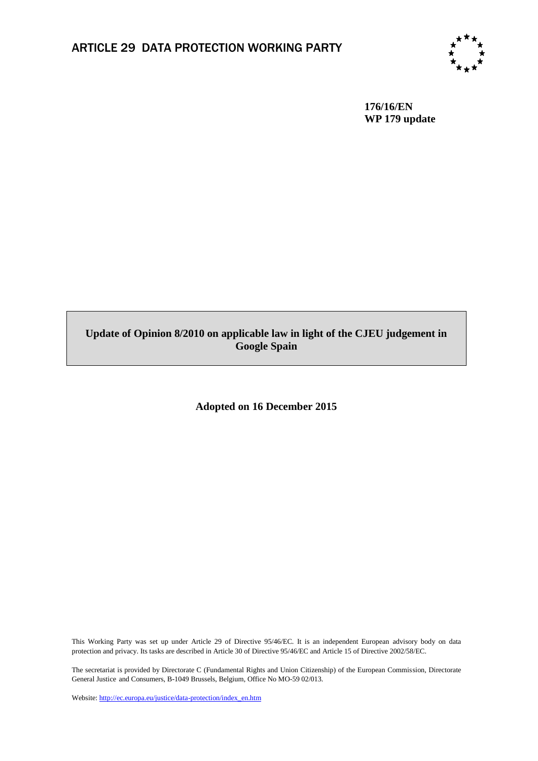# ARTICLE 29 DATA PROTECTION WORKING PARTY

**176/16/EN**
**WP 179 update**

**Update of Opinion 8/2010 on applicable law in light of the CJEU judgement in Google Spain**

**Adopted on 16 December 2015**

This Working Party was set up under Article 29 of Directive 95/46/EC. It is an independent European advisory body on data protection and privacy. Its tasks are described in Article 30 of Directive 95/46/EC and Article 15 of Directive 2002/58/EC.

The secretariat is provided by Directorate C (Fundamental Rights and Union Citizenship) of the European Commission, Directorate General Justice and Consumers, B-1049 Brussels, Belgium, Office No MO-59 02/013.

Website: http://ec.europa.eu/justice/data-protection/index_en.htm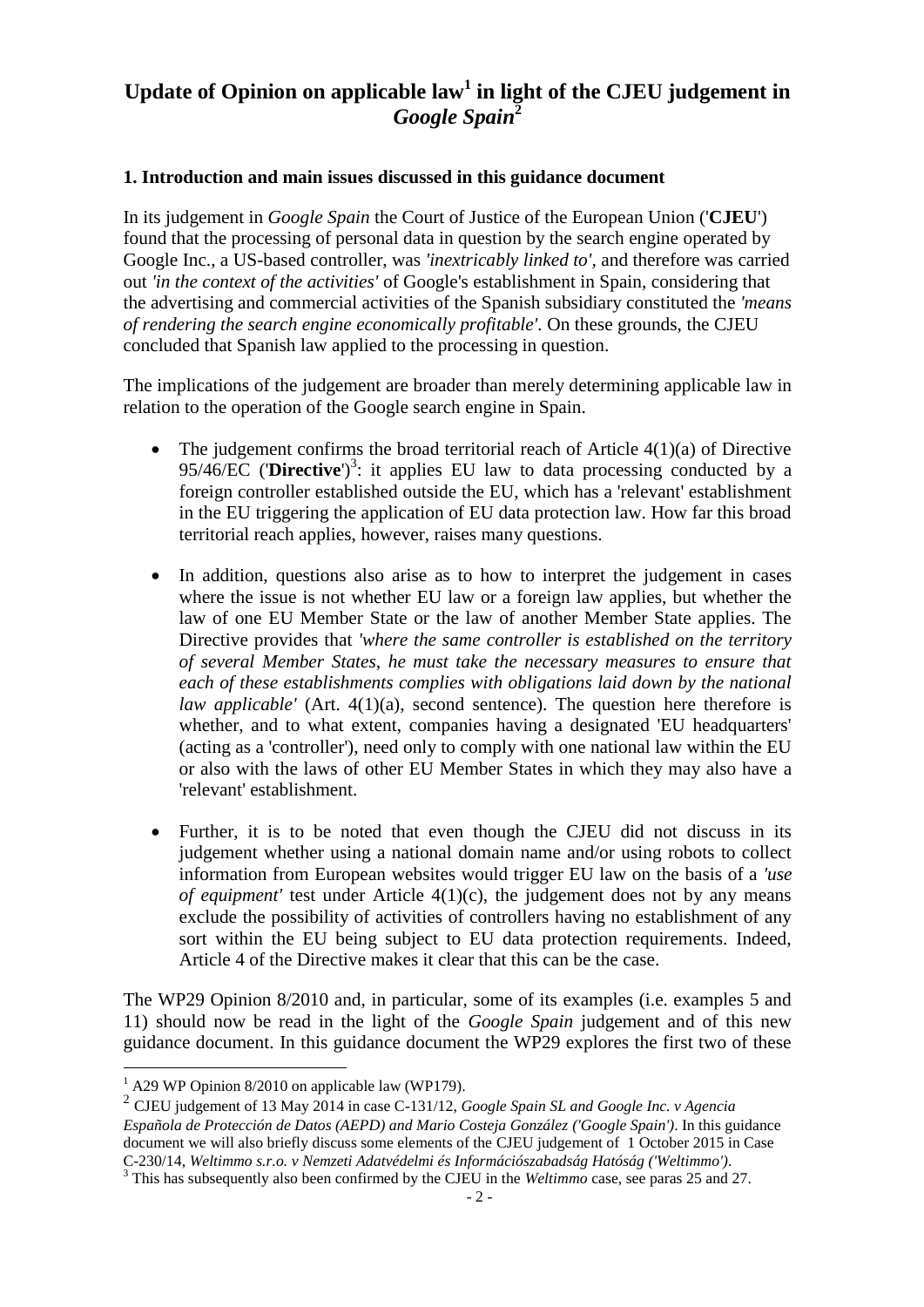# Update of Opinion on applicable law[1] in light of the CJEU judgement in *Google Spain*[2]

## 1. Introduction and main issues discussed in this guidance document

In its judgement in *Google Spain* the Court of Justice of the European Union ('**CJEU**') found that the processing of personal data in question by the search engine operated by Google Inc., a US-based controller, was *'inextricably linked to'*, and therefore was carried out *'in the context of the activities'* of Google's establishment in Spain, considering that the advertising and commercial activities of the Spanish subsidiary constituted the *'means of rendering the search engine economically profitable'*. On these grounds, the CJEU concluded that Spanish law applied to the processing in question.

The implications of the judgement are broader than merely determining applicable law in relation to the operation of the Google search engine in Spain.

- The judgement confirms the broad territorial reach of Article 4(1)(a) of Directive 95/46/EC ('**Directive**')[3]: it applies EU law to data processing conducted by a foreign controller established outside the EU, which has a 'relevant' establishment in the EU triggering the application of EU data protection law. How far this broad territorial reach applies, however, raises many questions.

- In addition, questions also arise as to how to interpret the judgement in cases where the issue is not whether EU law or a foreign law applies, but whether the law of one EU Member State or the law of another Member State applies. The Directive provides that *'where the same controller is established on the territory of several Member States, he must take the necessary measures to ensure that each of these establishments complies with obligations laid down by the national law applicable'* (Art. 4(1)(a), second sentence). The question here therefore is whether, and to what extent, companies having a designated 'EU headquarters' (acting as a 'controller'), need only to comply with one national law within the EU or also with the laws of other EU Member States in which they may also have a 'relevant' establishment.

- Further, it is to be noted that even though the CJEU did not discuss in its judgement whether using a national domain name and/or using robots to collect information from European websites would trigger EU law on the basis of a *'use of equipment'* test under Article 4(1)(c), the judgement does not by any means exclude the possibility of activities of controllers having no establishment of any sort within the EU being subject to EU data protection requirements. Indeed, Article 4 of the Directive makes it clear that this can be the case.

The WP29 Opinion 8/2010 and, in particular, some of its examples (i.e. examples 5 and 11) should now be read in the light of the *Google Spain* judgement and of this new guidance document. In this guidance document the WP29 explores the first two of these

---

[1] A29 WP Opinion 8/2010 on applicable law (WP179).

[2] CJEU judgement of 13 May 2014 in case C-131/12, *Google Spain SL and Google Inc. v Agencia Española de Protección de Datos (AEPD) and Mario Costeja González ('Google Spain')*. In this guidance document we will also briefly discuss some elements of the CJEU judgement of 1 October 2015 in Case C-230/14, *Weltimmo s.r.o. v Nemzeti Adatvédelmi és Információszabadság Hatóság ('Weltimmo')*.

[3] This has subsequently also been confirmed by the CJEU in the *Weltimmo* case, see paras 25 and 27.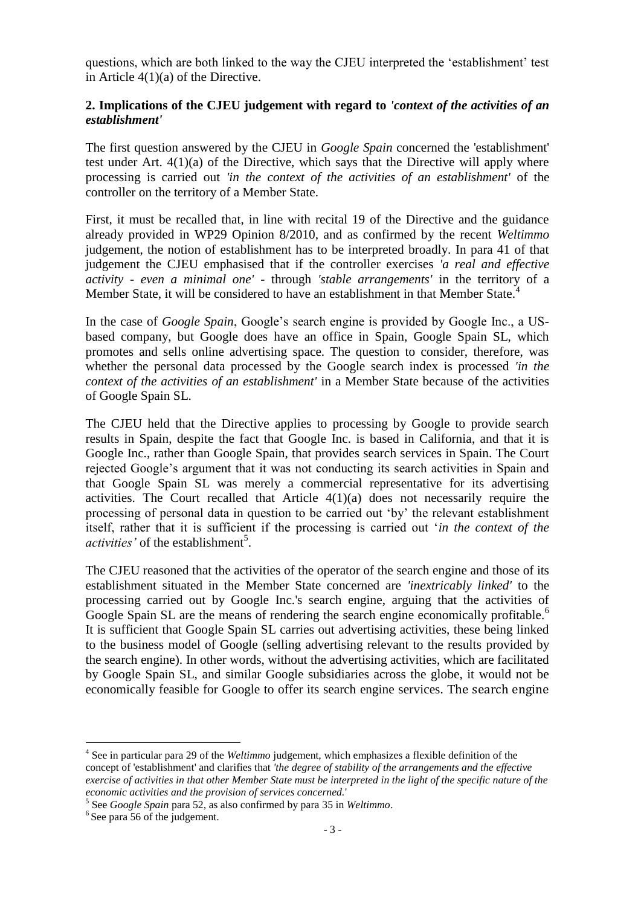questions, which are both linked to the way the CJEU interpreted the 'establishment' test in Article 4(1)(a) of the Directive.

## 2. Implications of the CJEU judgement with regard to *'context of the activities of an establishment'*

The first question answered by the CJEU in *Google Spain* concerned the 'establishment' test under Art. 4(1)(a) of the Directive, which says that the Directive will apply where processing is carried out *'in the context of the activities of an establishment'* of the controller on the territory of a Member State.

First, it must be recalled that, in line with recital 19 of the Directive and the guidance already provided in WP29 Opinion 8/2010, and as confirmed by the recent *Weltimmo* judgement, the notion of establishment has to be interpreted broadly. In para 41 of that judgement the CJEU emphasised that if the controller exercises *'a real and effective activity - even a minimal one'* - through *'stable arrangements'* in the territory of a Member State, it will be considered to have an establishment in that Member State.[4]

In the case of *Google Spain*, Google's search engine is provided by Google Inc., a US-based company, but Google does have an office in Spain, Google Spain SL, which promotes and sells online advertising space. The question to consider, therefore, was whether the personal data processed by the Google search index is processed *'in the context of the activities of an establishment'* in a Member State because of the activities of Google Spain SL.

The CJEU held that the Directive applies to processing by Google to provide search results in Spain, despite the fact that Google Inc. is based in California, and that it is Google Inc., rather than Google Spain, that provides search services in Spain. The Court rejected Google's argument that it was not conducting its search activities in Spain and that Google Spain SL was merely a commercial representative for its advertising activities. The Court recalled that Article 4(1)(a) does not necessarily require the processing of personal data in question to be carried out 'by' the relevant establishment itself, rather that it is sufficient if the processing is carried out '*in the context of the activities'* of the establishment[5].

The CJEU reasoned that the activities of the operator of the search engine and those of its establishment situated in the Member State concerned are *'inextricably linked'* to the processing carried out by Google Inc.'s search engine, arguing that the activities of Google Spain SL are the means of rendering the search engine economically profitable.[6] It is sufficient that Google Spain SL carries out advertising activities, these being linked to the business model of Google (selling advertising relevant to the results provided by the search engine). In other words, without the advertising activities, which are facilitated by Google Spain SL, and similar Google subsidiaries across the globe, it would not be economically feasible for Google to offer its search engine services. The search engine

---

[4] See in particular para 29 of the *Weltimmo* judgement, which emphasizes a flexible definition of the concept of 'establishment' and clarifies that *'the degree of stability of the arrangements and the effective exercise of activities in that other Member State must be interpreted in the light of the specific nature of the economic activities and the provision of services concerned.'*

[5] See *Google Spain* para 52, as also confirmed by para 35 in *Weltimmo*.

[6] See para 56 of the judgement.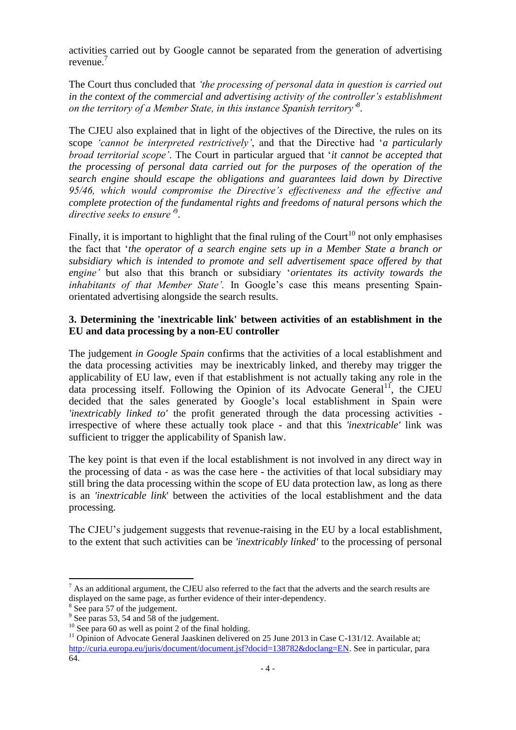activities carried out by Google cannot be separated from the generation of advertising revenue.[7]

The Court thus concluded that *'the processing of personal data in question is carried out in the context of the commercial and advertising activity of the controller's establishment on the territory of a Member State, in this instance Spanish territory'*[8].

The CJEU also explained that in light of the objectives of the Directive, the rules on its scope *'cannot be interpreted restrictively'*, and that the Directive had '*a particularly broad territorial scope'*. The Court in particular argued that '*it cannot be accepted that the processing of personal data carried out for the purposes of the operation of the search engine should escape the obligations and guarantees laid down by Directive 95/46, which would compromise the Directive's effectiveness and the effective and complete protection of the fundamental rights and freedoms of natural persons which the directive seeks to ensure'*[9].

Finally, it is important to highlight that the final ruling of the Court[10] not only emphasises the fact that '*the operator of a search engine sets up in a Member State a branch or subsidiary which is intended to promote and sell advertisement space offered by that engine'* but also that this branch or subsidiary '*orientates its activity towards the inhabitants of that Member State'.* In Google's case this means presenting Spain-orientated advertising alongside the search results.

### 3. Determining the 'inextricable link' between activities of an establishment in the EU and data processing by a non-EU controller

The judgement *in Google Spain* confirms that the activities of a local establishment and the data processing activities may be inextricably linked, and thereby may trigger the applicability of EU law, even if that establishment is not actually taking any role in the data processing itself. Following the Opinion of its Advocate General[11], the CJEU decided that the sales generated by Google's local establishment in Spain were *'inextricably linked to'* the profit generated through the data processing activities - irrespective of where these actually took place - and that this *'inextricable'* link was sufficient to trigger the applicability of Spanish law.

The key point is that even if the local establishment is not involved in any direct way in the processing of data - as was the case here - the activities of that local subsidiary may still bring the data processing within the scope of EU data protection law, as long as there is an *'inextricable link*' between the activities of the local establishment and the data processing.

The CJEU's judgement suggests that revenue-raising in the EU by a local establishment, to the extent that such activities can be *'inextricably linked'* to the processing of personal

---

[7] As an additional argument, the CJEU also referred to the fact that the adverts and the search results are displayed on the same page, as further evidence of their inter-dependency.

[8] See para 57 of the judgement.

[9] See paras 53, 54 and 58 of the judgement.

[10] See para 60 as well as point 2 of the final holding.

[11] Opinion of Advocate General Jaaskinen delivered on 25 June 2013 in Case C-131/12. Available at; http://curia.europa.eu/juris/document/document.jsf?docid=138782&doclang=EN. See in particular, para 64.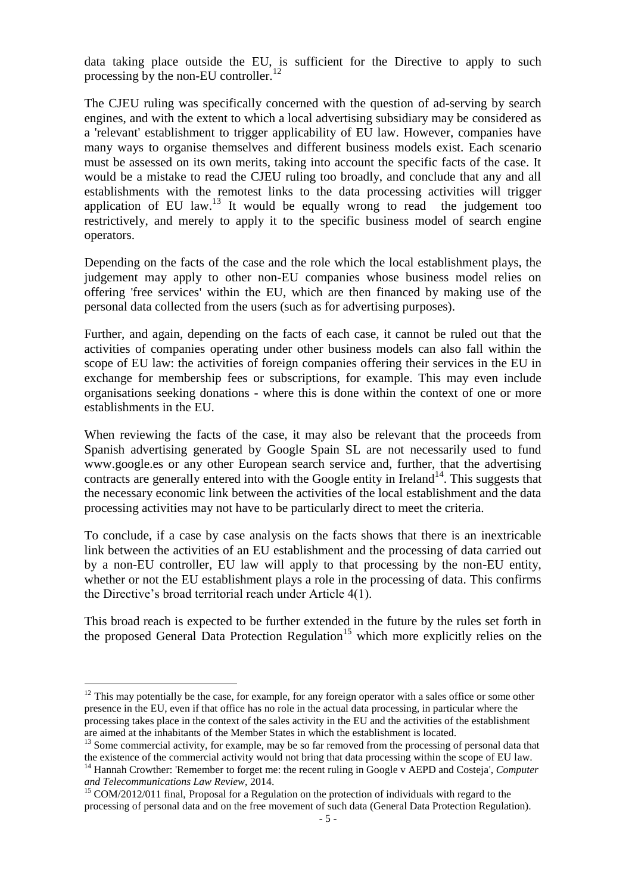data taking place outside the EU, is sufficient for the Directive to apply to such processing by the non-EU controller.[12]

The CJEU ruling was specifically concerned with the question of ad-serving by search engines, and with the extent to which a local advertising subsidiary may be considered as a 'relevant' establishment to trigger applicability of EU law. However, companies have many ways to organise themselves and different business models exist. Each scenario must be assessed on its own merits, taking into account the specific facts of the case. It would be a mistake to read the CJEU ruling too broadly, and conclude that any and all establishments with the remotest links to the data processing activities will trigger application of EU law.[13] It would be equally wrong to read the judgement too restrictively, and merely to apply it to the specific business model of search engine operators.

Depending on the facts of the case and the role which the local establishment plays, the judgement may apply to other non-EU companies whose business model relies on offering 'free services' within the EU, which are then financed by making use of the personal data collected from the users (such as for advertising purposes).

Further, and again, depending on the facts of each case, it cannot be ruled out that the activities of companies operating under other business models can also fall within the scope of EU law: the activities of foreign companies offering their services in the EU in exchange for membership fees or subscriptions, for example. This may even include organisations seeking donations - where this is done within the context of one or more establishments in the EU.

When reviewing the facts of the case, it may also be relevant that the proceeds from Spanish advertising generated by Google Spain SL are not necessarily used to fund www.google.es or any other European search service and, further, that the advertising contracts are generally entered into with the Google entity in Ireland[14]. This suggests that the necessary economic link between the activities of the local establishment and the data processing activities may not have to be particularly direct to meet the criteria.

To conclude, if a case by case analysis on the facts shows that there is an inextricable link between the activities of an EU establishment and the processing of data carried out by a non-EU controller, EU law will apply to that processing by the non-EU entity, whether or not the EU establishment plays a role in the processing of data. This confirms the Directive's broad territorial reach under Article 4(1).

This broad reach is expected to be further extended in the future by the rules set forth in the proposed General Data Protection Regulation[15] which more explicitly relies on the

---

[12] This may potentially be the case, for example, for any foreign operator with a sales office or some other presence in the EU, even if that office has no role in the actual data processing, in particular where the processing takes place in the context of the sales activity in the EU and the activities of the establishment are aimed at the inhabitants of the Member States in which the establishment is located.

[13] Some commercial activity, for example, may be so far removed from the processing of personal data that the existence of the commercial activity would not bring that data processing within the scope of EU law.

[14] Hannah Crowther: 'Remember to forget me: the recent ruling in Google v AEPD and Costeja', *Computer and Telecommunications Law Review*, 2014.

[15] COM/2012/011 final, Proposal for a Regulation on the protection of individuals with regard to the processing of personal data and on the free movement of such data (General Data Protection Regulation).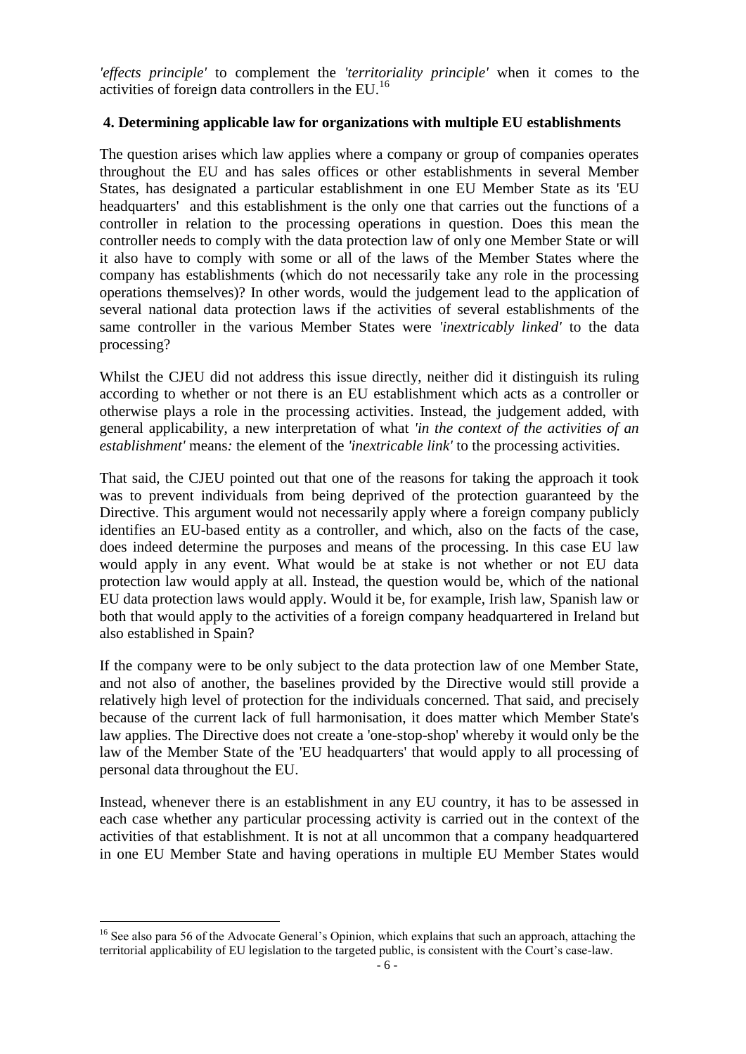*'effects principle'* to complement the *'territoriality principle'* when it comes to the activities of foreign data controllers in the EU.[16]

### 4. Determining applicable law for organizations with multiple EU establishments

The question arises which law applies where a company or group of companies operates throughout the EU and has sales offices or other establishments in several Member States, has designated a particular establishment in one EU Member State as its 'EU headquarters' and this establishment is the only one that carries out the functions of a controller in relation to the processing operations in question. Does this mean the controller needs to comply with the data protection law of only one Member State or will it also have to comply with some or all of the laws of the Member States where the company has establishments (which do not necessarily take any role in the processing operations themselves)? In other words, would the judgement lead to the application of several national data protection laws if the activities of several establishments of the same controller in the various Member States were *'inextricably linked'* to the data processing?

Whilst the CJEU did not address this issue directly, neither did it distinguish its ruling according to whether or not there is an EU establishment which acts as a controller or otherwise plays a role in the processing activities. Instead, the judgement added, with general applicability, a new interpretation of what *'in the context of the activities of an establishment'* means*:* the element of the *'inextricable link'* to the processing activities.

That said, the CJEU pointed out that one of the reasons for taking the approach it took was to prevent individuals from being deprived of the protection guaranteed by the Directive. This argument would not necessarily apply where a foreign company publicly identifies an EU-based entity as a controller, and which, also on the facts of the case, does indeed determine the purposes and means of the processing. In this case EU law would apply in any event. What would be at stake is not whether or not EU data protection law would apply at all. Instead, the question would be, which of the national EU data protection laws would apply. Would it be, for example, Irish law, Spanish law or both that would apply to the activities of a foreign company headquartered in Ireland but also established in Spain?

If the company were to be only subject to the data protection law of one Member State, and not also of another, the baselines provided by the Directive would still provide a relatively high level of protection for the individuals concerned. That said, and precisely because of the current lack of full harmonisation, it does matter which Member State's law applies. The Directive does not create a 'one-stop-shop' whereby it would only be the law of the Member State of the 'EU headquarters' that would apply to all processing of personal data throughout the EU.

Instead, whenever there is an establishment in any EU country, it has to be assessed in each case whether any particular processing activity is carried out in the context of the activities of that establishment. It is not at all uncommon that a company headquartered in one EU Member State and having operations in multiple EU Member States would

[16] See also para 56 of the Advocate General's Opinion, which explains that such an approach, attaching the territorial applicability of EU legislation to the targeted public, is consistent with the Court's case-law.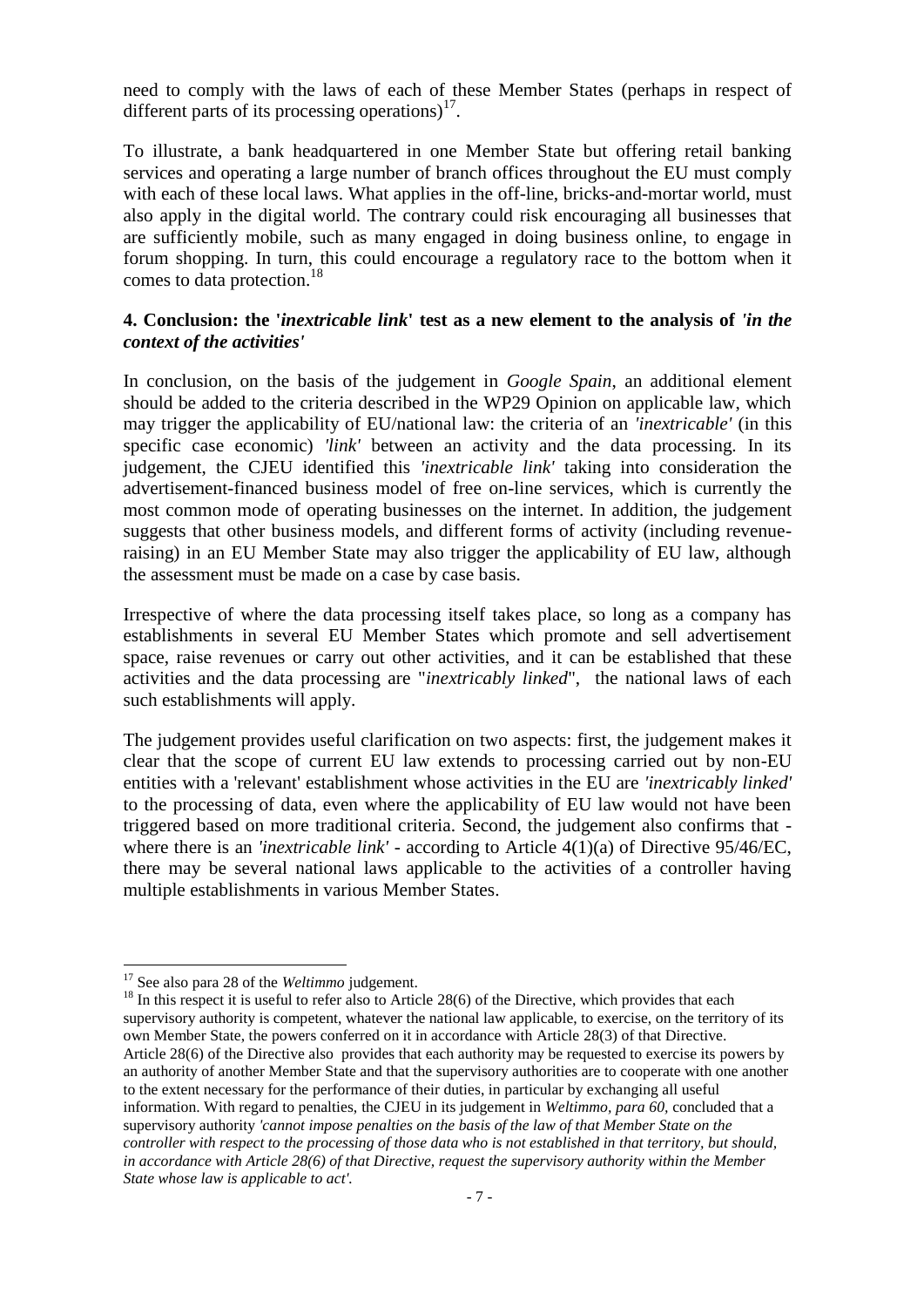need to comply with the laws of each of these Member States (perhaps in respect of different parts of its processing operations)[17].

To illustrate, a bank headquartered in one Member State but offering retail banking services and operating a large number of branch offices throughout the EU must comply with each of these local laws. What applies in the off-line, bricks-and-mortar world, must also apply in the digital world. The contrary could risk encouraging all businesses that are sufficiently mobile, such as many engaged in doing business online, to engage in forum shopping. In turn, this could encourage a regulatory race to the bottom when it comes to data protection.[18]

### 4. Conclusion: the '*inextricable link*' test as a new element to the analysis of *'in the context of the activities'*

In conclusion, on the basis of the judgement in *Google Spain*, an additional element should be added to the criteria described in the WP29 Opinion on applicable law, which may trigger the applicability of EU/national law: the criteria of an *'inextricable'* (in this specific case economic) *'link'* between an activity and the data processing. In its judgement, the CJEU identified this *'inextricable link'* taking into consideration the advertisement-financed business model of free on-line services, which is currently the most common mode of operating businesses on the internet. In addition, the judgement suggests that other business models, and different forms of activity (including revenue-raising) in an EU Member State may also trigger the applicability of EU law, although the assessment must be made on a case by case basis.

Irrespective of where the data processing itself takes place, so long as a company has establishments in several EU Member States which promote and sell advertisement space, raise revenues or carry out other activities, and it can be established that these activities and the data processing are "*inextricably linked*", the national laws of each such establishments will apply.

The judgement provides useful clarification on two aspects: first, the judgement makes it clear that the scope of current EU law extends to processing carried out by non-EU entities with a 'relevant' establishment whose activities in the EU are *'inextricably linked'* to the processing of data, even where the applicability of EU law would not have been triggered based on more traditional criteria. Second, the judgement also confirms that - where there is an *'inextricable link'* - according to Article 4(1)(a) of Directive 95/46/EC, there may be several national laws applicable to the activities of a controller having multiple establishments in various Member States.

---

[17] See also para 28 of the *Weltimmo* judgement.

[18] In this respect it is useful to refer also to Article 28(6) of the Directive, which provides that each supervisory authority is competent, whatever the national law applicable, to exercise, on the territory of its own Member State, the powers conferred on it in accordance with Article 28(3) of that Directive. Article 28(6) of the Directive also provides that each authority may be requested to exercise its powers by an authority of another Member State and that the supervisory authorities are to cooperate with one another to the extent necessary for the performance of their duties, in particular by exchanging all useful information. With regard to penalties, the CJEU in its judgement in *Weltimmo, para 60*, concluded that a supervisory authority *'cannot impose penalties on the basis of the law of that Member State on the controller with respect to the processing of those data who is not established in that territory, but should, in accordance with Article 28(6) of that Directive, request the supervisory authority within the Member State whose law is applicable to act'.*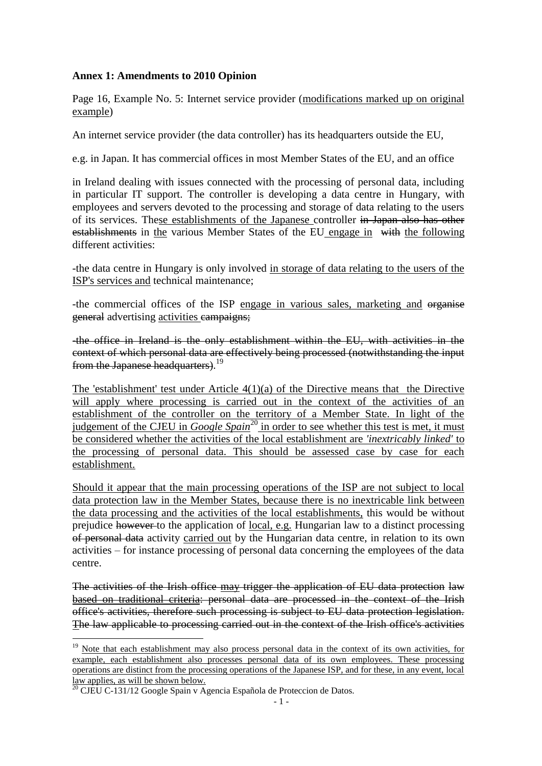**Annex 1: Amendments to 2010 Opinion**

Page 16, Example No. 5: Internet service provider (modifications marked up on original example)

An internet service provider (the data controller) has its headquarters outside the EU,

e.g. in Japan. It has commercial offices in most Member States of the EU, and an office

in Ireland dealing with issues connected with the processing of personal data, including in particular IT support. The controller is developing a data centre in Hungary, with employees and servers devoted to the processing and storage of data relating to the users of its services. These establishments of the Japanese controller ~~in Japan also has other establishments~~ in the various Member States of the EU engage in ~~with~~ the following different activities:

-the data centre in Hungary is only involved in storage of data relating to the users of the ISP's services and technical maintenance;

-the commercial offices of the ISP engage in various sales, marketing and ~~organise general~~ advertising activities ~~campaigns~~;

~~-the office in Ireland is the only establishment within the EU, with activities in the context of which personal data are effectively being processed (notwithstanding the input from the Japanese headquarters).~~[19]

The 'establishment' test under Article 4(1)(a) of the Directive means that the Directive will apply where processing is carried out in the context of the activities of an establishment of the controller on the territory of a Member State. In light of the judgement of the CJEU in *Google Spain*[20] in order to see whether this test is met, it must be considered whether the activities of the local establishment are *'inextricably linked'* to the processing of personal data. This should be assessed case by case for each establishment.

Should it appear that the main processing operations of the ISP are not subject to local data protection law in the Member States, because there is no inextricable link between the data processing and the activities of the local establishments, this would be without prejudice ~~however~~ to the application of local, e.g. Hungarian law to a distinct processing ~~of personal data~~ activity carried out by the Hungarian data centre, in relation to its own activities – for instance processing of personal data concerning the employees of the data centre.

~~The activities of the Irish office~~ may ~~trigger the application of EU data protection law based on traditional criteria: personal data are processed in the context of the Irish office's activities, therefore such processing is subject to EU data protection legislation. The law applicable to processing carried out in the context of the Irish office's activities~~

---

[19] Note that each establishment may also process personal data in the context of its own activities, for example, each establishment also processes personal data of its own employees. These processing operations are distinct from the processing operations of the Japanese ISP, and for these, in any event, local law applies, as will be shown below.

[20] CJEU C-131/12 Google Spain v Agencia Española de Proteccion de Datos.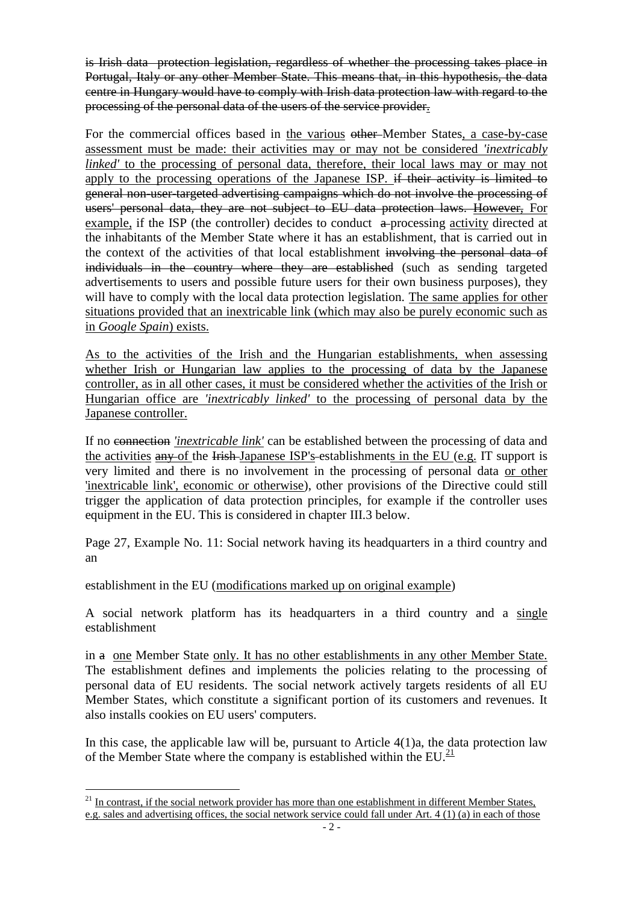~~is Irish data protection legislation, regardless of whether the processing takes place in Portugal, Italy or any other Member State. This means that, in this hypothesis, the data centre in Hungary would have to comply with Irish data protection law with regard to the processing of the personal data of the users of the service provider~~<u>.</u>

For the commercial offices based in <u>the various</u> ~~other~~ Member States<u>, a case-by-case assessment must be made: their activities may or may not be considered *'inextricably linked'* to the processing of personal data, therefore, their local laws may or may not apply to the processing operations of the Japanese ISP.</u> ~~if their activity is limited to general non-user-targeted advertising campaigns which do not involve the processing of users' personal data, they are not subject to EU data protection laws.~~ <u>However,</u> ~~For~~ <u>example,</u> if the ISP (the controller) decides to conduct ~~a~~ processing <u>activity</u> directed at the inhabitants of the Member State where it has an establishment, that is carried out in the context of the activities of that local establishment ~~involving the personal data of individuals in the country where they are established~~ (such as sending targeted advertisements to users and possible future users for their own business purposes), they will have to comply with the local data protection legislation. <u>The same applies for other situations provided that an inextricable link (which may also be purely economic such as in *Google Spain*) exists.</u>

<u>As to the activities of the Irish and the Hungarian establishments, when assessing whether Irish or Hungarian law applies to the processing of data by the Japanese controller, as in all other cases, it must be considered whether the activities of the Irish or Hungarian office are *'inextricably linked'* to the processing of personal data by the Japanese controller.</u>

If no ~~connection~~ <u>*'inextricable link'*</u> can be established between the processing of data and <u>the activities</u> ~~any of~~ the ~~Irish~~ Japanese ISP~~'s~~ establishment<u>s in the EU</u> (<u>e.g.</u> IT support is very limited and there is no involvement in the processing of personal data <u>or other 'inextricable link', economic or otherwise</u>), other provisions of the Directive could still trigger the application of data protection principles, for example if the controller uses equipment in the EU. This is considered in chapter III.3 below.

Page 27, Example No. 11: Social network having its headquarters in a third country and an

establishment in the EU (<u>modifications marked up on original example</u>)

A social network platform has its headquarters in a third country and a <u>single</u> establishment

in ~~a~~ <u>one</u> Member State <u>only. It has no other establishments in any other Member State.</u> The establishment defines and implements the policies relating to the processing of personal data of EU residents. The social network actively targets residents of all EU Member States, which constitute a significant portion of its customers and revenues. It also installs cookies on EU users' computers.

In this case, the applicable law will be, pursuant to Article 4(1)a, the data protection law of the Member State where the company is established within the EU.[21]

[21] <u>In contrast, if the social network provider has more than one establishment in different Member States, e.g. sales and advertising offices, the social network service could fall under Art. 4 (1) (a) in each of those</u>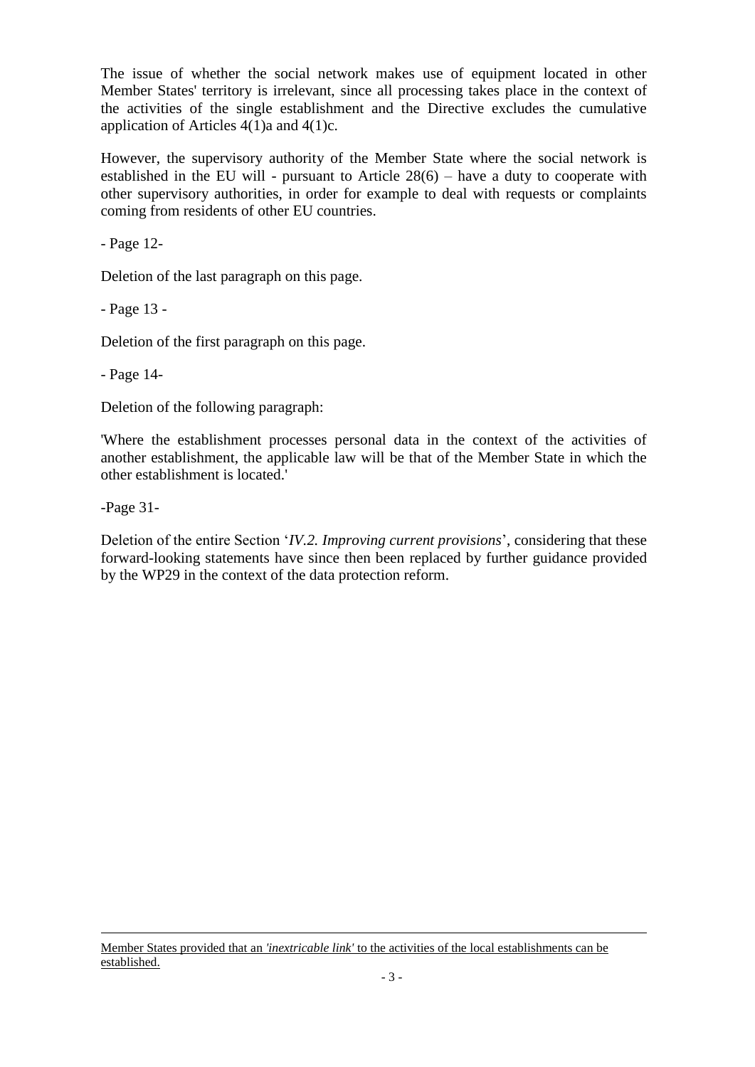The issue of whether the social network makes use of equipment located in other Member States' territory is irrelevant, since all processing takes place in the context of the activities of the single establishment and the Directive excludes the cumulative application of Articles 4(1)a and 4(1)c.

However, the supervisory authority of the Member State where the social network is established in the EU will - pursuant to Article 28(6) – have a duty to cooperate with other supervisory authorities, in order for example to deal with requests or complaints coming from residents of other EU countries.

- Page 12-

Deletion of the last paragraph on this page.

- Page 13 -

Deletion of the first paragraph on this page.

- Page 14-

Deletion of the following paragraph:

'Where the establishment processes personal data in the context of the activities of another establishment, the applicable law will be that of the Member State in which the other establishment is located.'

-Page 31-

Deletion of the entire Section '*IV.2. Improving current provisions*', considering that these forward-looking statements have since then been replaced by further guidance provided by the WP29 in the context of the data protection reform.

---

Member States provided that an *'inextricable link'* to the activities of the local establishments can be established.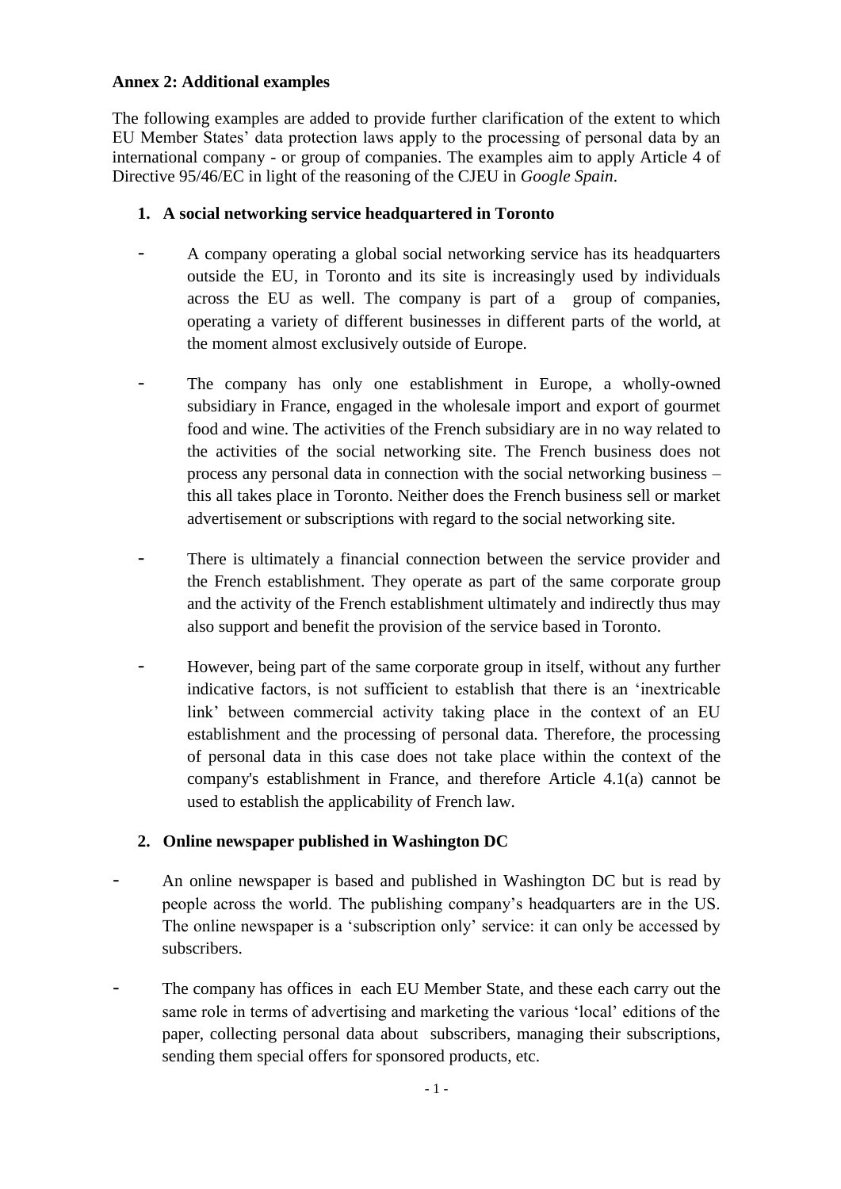**Annex 2: Additional examples**

The following examples are added to provide further clarification of the extent to which EU Member States' data protection laws apply to the processing of personal data by an international company - or group of companies. The examples aim to apply Article 4 of Directive 95/46/EC in light of the reasoning of the CJEU in *Google Spain*.

1. **A social networking service headquartered in Toronto**

- A company operating a global social networking service has its headquarters outside the EU, in Toronto and its site is increasingly used by individuals across the EU as well. The company is part of a group of companies, operating a variety of different businesses in different parts of the world, at the moment almost exclusively outside of Europe.

- The company has only one establishment in Europe, a wholly-owned subsidiary in France, engaged in the wholesale import and export of gourmet food and wine. The activities of the French subsidiary are in no way related to the activities of the social networking site. The French business does not process any personal data in connection with the social networking business – this all takes place in Toronto. Neither does the French business sell or market advertisement or subscriptions with regard to the social networking site.

- There is ultimately a financial connection between the service provider and the French establishment. They operate as part of the same corporate group and the activity of the French establishment ultimately and indirectly thus may also support and benefit the provision of the service based in Toronto.

- However, being part of the same corporate group in itself, without any further indicative factors, is not sufficient to establish that there is an 'inextricable link' between commercial activity taking place in the context of an EU establishment and the processing of personal data. Therefore, the processing of personal data in this case does not take place within the context of the company's establishment in France, and therefore Article 4.1(a) cannot be used to establish the applicability of French law.

2. **Online newspaper published in Washington DC**

- An online newspaper is based and published in Washington DC but is read by people across the world. The publishing company's headquarters are in the US. The online newspaper is a 'subscription only' service: it can only be accessed by subscribers.

- The company has offices in each EU Member State, and these each carry out the same role in terms of advertising and marketing the various 'local' editions of the paper, collecting personal data about subscribers, managing their subscriptions, sending them special offers for sponsored products, etc.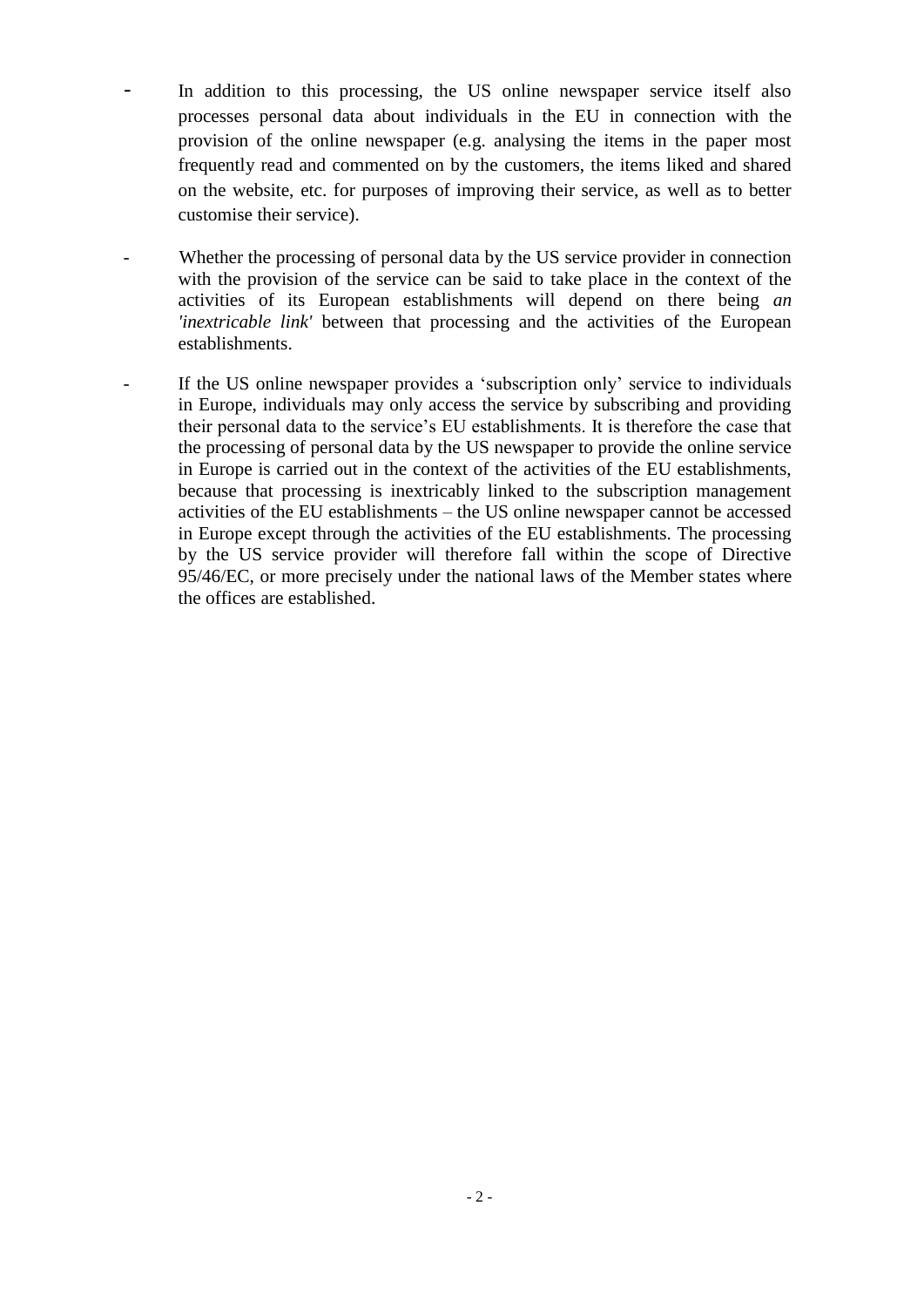- In addition to this processing, the US online newspaper service itself also processes personal data about individuals in the EU in connection with the provision of the online newspaper (e.g. analysing the items in the paper most frequently read and commented on by the customers, the items liked and shared on the website, etc. for purposes of improving their service, as well as to better customise their service).

- Whether the processing of personal data by the US service provider in connection with the provision of the service can be said to take place in the context of the activities of its European establishments will depend on there being *an 'inextricable link'* between that processing and the activities of the European establishments.

- If the US online newspaper provides a 'subscription only' service to individuals in Europe, individuals may only access the service by subscribing and providing their personal data to the service's EU establishments. It is therefore the case that the processing of personal data by the US newspaper to provide the online service in Europe is carried out in the context of the activities of the EU establishments, because that processing is inextricably linked to the subscription management activities of the EU establishments – the US online newspaper cannot be accessed in Europe except through the activities of the EU establishments. The processing by the US service provider will therefore fall within the scope of Directive 95/46/EC, or more precisely under the national laws of the Member states where the offices are established.